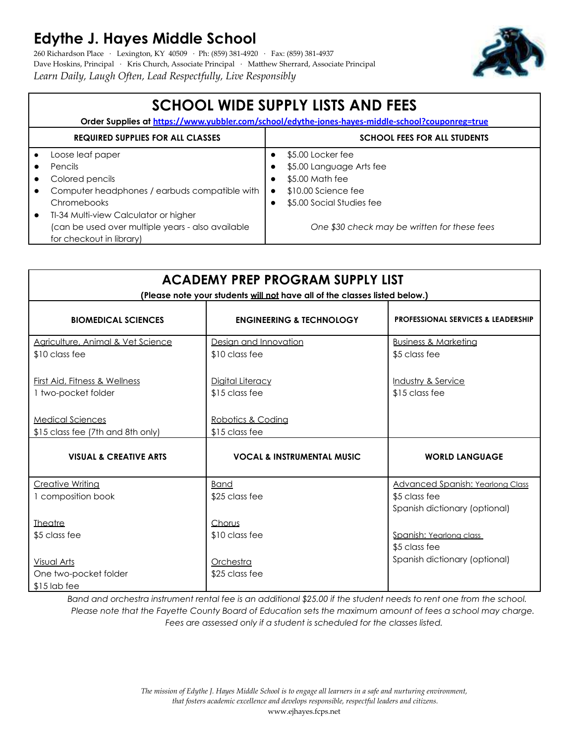# Edythe J. Hayes Middle School

260 Richardson Place · Lexington, KY 40509 · Ph: (859) 381-4920 · Fax: (859) 381-4937
Dave Hoskins, Principal · Kris Church, Associate Principal · Matthew Sherrard, Associate Principal

*Learn Daily, Laugh Often, Lead Respectfully, Live Responsibly*

## SCHOOL WIDE SUPPLY LISTS AND FEES

**Order Supplies at https://www.yubbler.com/school/edythe-jones-hayes-middle-school?couponreg=true**

| REQUIRED SUPPLIES FOR ALL CLASSES | SCHOOL FEES FOR ALL STUDENTS |
|---|---|
| • Loose leaf paper<br>• Pencils<br>• Colored pencils<br>• Computer headphones / earbuds compatible with Chromebooks<br>• TI-34 Multi-view Calculator or higher (can be used over multiple years - also available for checkout in library) | • $5.00 Locker fee<br>• $5.00 Language Arts fee<br>• $5.00 Math fee<br>• $10.00 Science fee<br>• $5.00 Social Studies fee<br><br>*One $30 check may be written for these fees* |

## ACADEMY PREP PROGRAM SUPPLY LIST

**(Please note your students will not have all of the classes listed below.)**

| BIOMEDICAL SCIENCES | ENGINEERING & TECHNOLOGY | PROFESSIONAL SERVICES & LEADERSHIP |
|---|---|---|
| Agriculture, Animal & Vet Science<br>$10 class fee<br><br>First Aid, Fitness & Wellness<br>1 two-pocket folder<br><br>Medical Sciences<br>$15 class fee (7th and 8th only) | Design and Innovation<br>$10 class fee<br><br>Digital Literacy<br>$15 class fee<br><br>Robotics & Coding<br>$15 class fee | Business & Marketing<br>$5 class fee<br><br>Industry & Service<br>$15 class fee |
| **VISUAL & CREATIVE ARTS** | **VOCAL & INSTRUMENTAL MUSIC** | **WORLD LANGUAGE** |
| Creative Writing<br>1 composition book<br><br>Theatre<br>$5 class fee<br><br>Visual Arts<br>One two-pocket folder<br>$15 lab fee | Band<br>$25 class fee<br><br>Chorus<br>$10 class fee<br><br>Orchestra<br>$25 class fee | Advanced Spanish: Yearlong Class<br>$5 class fee<br>Spanish dictionary (optional)<br><br>Spanish: Yearlong class<br>$5 class fee<br>Spanish dictionary (optional) |

*Band and orchestra instrument rental fee is an additional $25.00 if the student needs to rent one from the school. Please note that the Fayette County Board of Education sets the maximum amount of fees a school may charge. Fees are assessed only if a student is scheduled for the classes listed.*

*The mission of Edythe J. Hayes Middle School is to engage all learners in a safe and nurturing environment, that fosters academic excellence and develops responsible, respectful leaders and citizens.*

www.ejhayes.fcps.net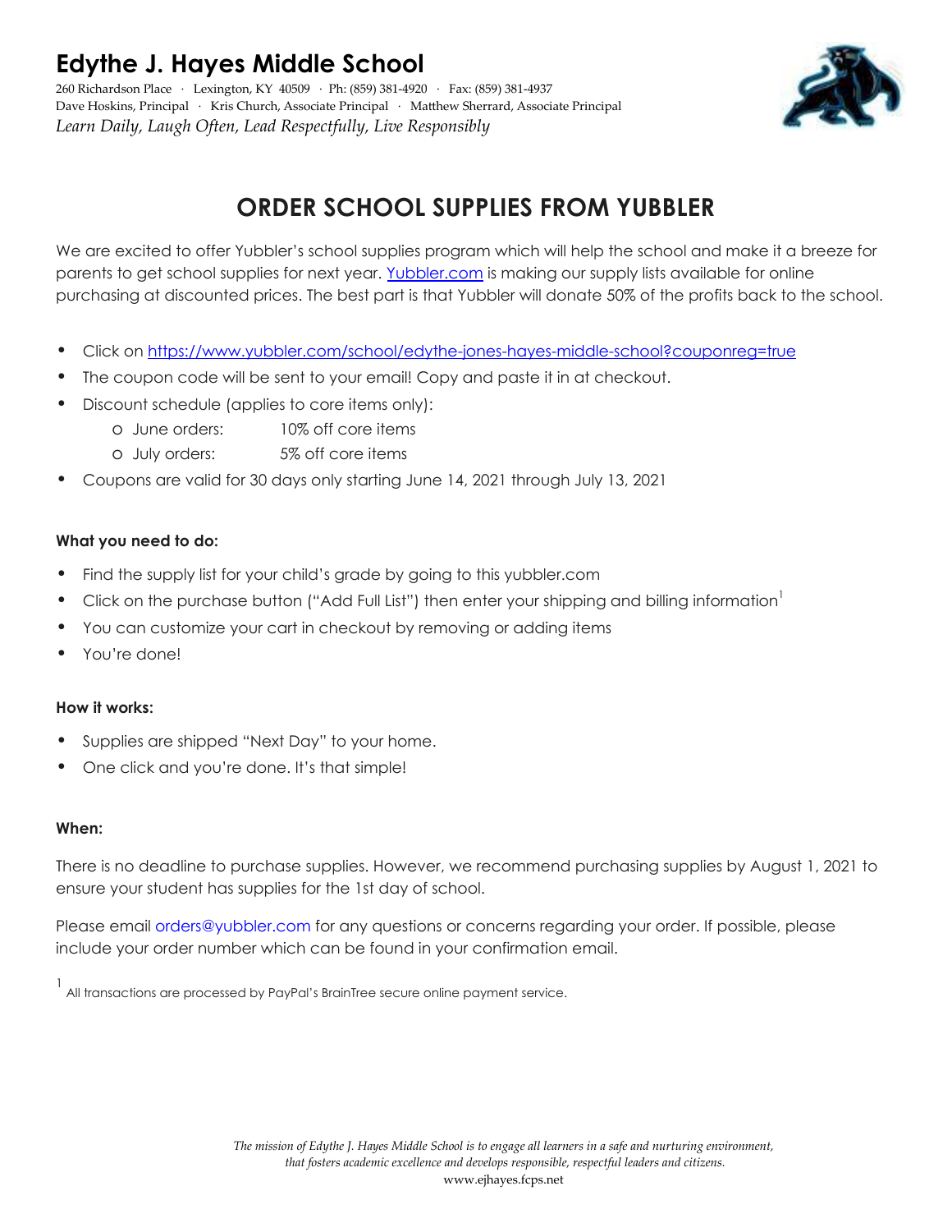# Edythe J. Hayes Middle School

260 Richardson Place · Lexington, KY 40509 · Ph: (859) 381-4920 · Fax: (859) 381-4937
Dave Hoskins, Principal · Kris Church, Associate Principal · Matthew Sherrard, Associate Principal

*Learn Daily, Laugh Often, Lead Respectfully, Live Responsibly*

## ORDER SCHOOL SUPPLIES FROM YUBBLER

We are excited to offer Yubbler's school supplies program which will help the school and make it a breeze for parents to get school supplies for next year. Yubbler.com is making our supply lists available for online purchasing at discounted prices. The best part is that Yubbler will donate 50% of the profits back to the school.

- Click on https://www.yubbler.com/school/edythe-jones-hayes-middle-school?couponreg=true
- The coupon code will be sent to your email! Copy and paste it in at checkout.
- Discount schedule (applies to core items only):
  - June orders: 10% off core items
  - July orders: 5% off core items
- Coupons are valid for 30 days only starting June 14, 2021 through July 13, 2021

**What you need to do:**

- Find the supply list for your child's grade by going to this yubbler.com
- Click on the purchase button ("Add Full List") then enter your shipping and billing information[1]
- You can customize your cart in checkout by removing or adding items
- You're done!

**How it works:**

- Supplies are shipped "Next Day" to your home.
- One click and you're done. It's that simple!

**When:**

There is no deadline to purchase supplies. However, we recommend purchasing supplies by August 1, 2021 to ensure your student has supplies for the 1st day of school.

Please email orders@yubbler.com for any questions or concerns regarding your order. If possible, please include your order number which can be found in your confirmation email.

[1] All transactions are processed by PayPal's BrainTree secure online payment service.

*The mission of Edythe J. Hayes Middle School is to engage all learners in a safe and nurturing environment, that fosters academic excellence and develops responsible, respectful leaders and citizens.*

www.ejhayes.fcps.net